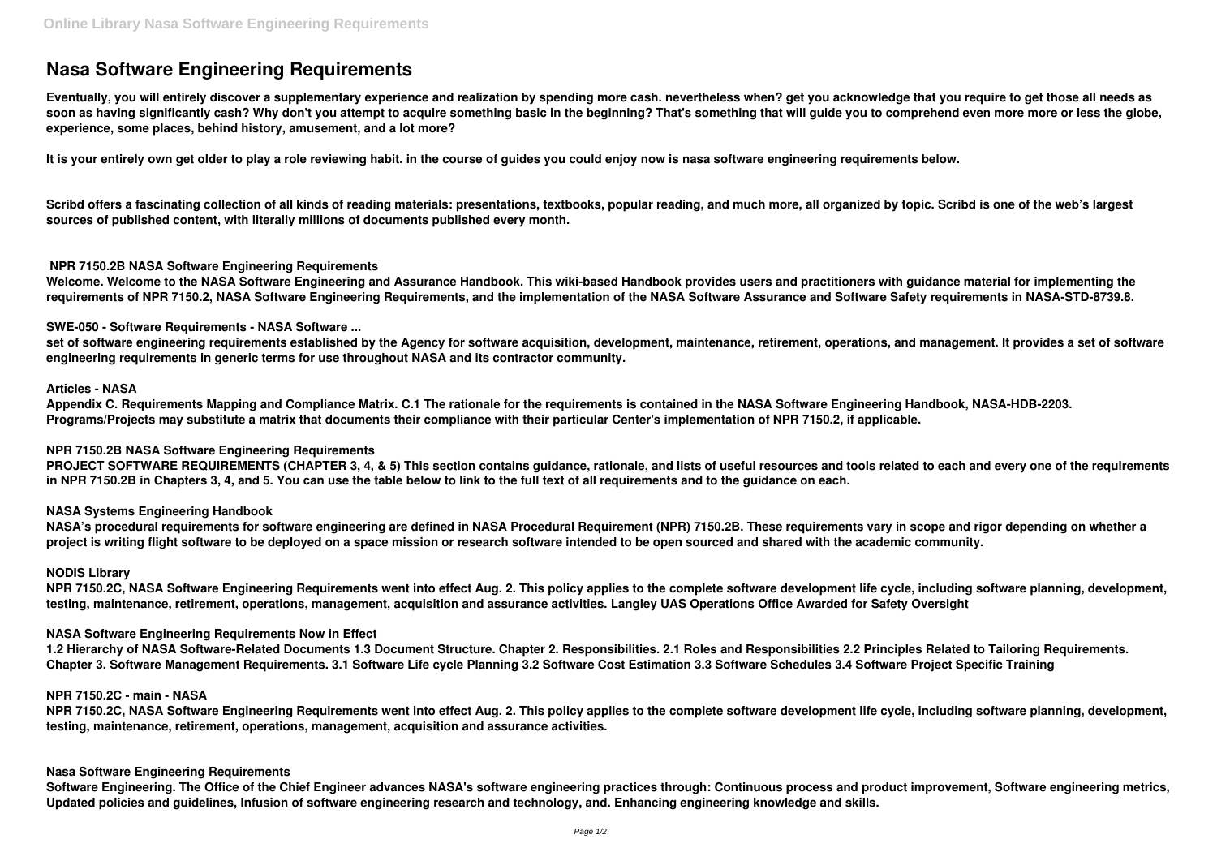# Nasa Software Engineering Requirements

**Eventually, you will entirely discover a supplementary experience and realization by spending more cash. nevertheless when? get you acknowledge that you require to get those all needs as soon as having significantly cash? Why don't you attempt to acquire something basic in the beginning? That's something that will guide you to comprehend even more more or less the globe, experience, some places, behind history, amusement, and a lot more?**

**It is your entirely own get older to play a role reviewing habit. in the course of guides you could enjoy now is nasa software engineering requirements below.**

**Scribd offers a fascinating collection of all kinds of reading materials: presentations, textbooks, popular reading, and much more, all organized by topic. Scribd is one of the web's largest sources of published content, with literally millions of documents published every month.**

### NPR 7150.2B NASA Software Engineering Requirements

**Welcome. Welcome to the NASA Software Engineering and Assurance Handbook. This wiki-based Handbook provides users and practitioners with guidance material for implementing the requirements of NPR 7150.2, NASA Software Engineering Requirements, and the implementation of the NASA Software Assurance and Software Safety requirements in NASA-STD-8739.8.**

### SWE-050 - Software Requirements - NASA Software ...

**set of software engineering requirements established by the Agency for software acquisition, development, maintenance, retirement, operations, and management. It provides a set of software engineering requirements in generic terms for use throughout NASA and its contractor community.**

### Articles - NASA

**Appendix C. Requirements Mapping and Compliance Matrix. C.1 The rationale for the requirements is contained in the NASA Software Engineering Handbook, NASA-HDB-2203. Programs/Projects may substitute a matrix that documents their compliance with their particular Center's implementation of NPR 7150.2, if applicable.**

### NPR 7150.2B NASA Software Engineering Requirements

**PROJECT SOFTWARE REQUIREMENTS (CHAPTER 3, 4, & 5) This section contains guidance, rationale, and lists of useful resources and tools related to each and every one of the requirements in NPR 7150.2B in Chapters 3, 4, and 5. You can use the table below to link to the full text of all requirements and to the guidance on each.**

### NASA Systems Engineering Handbook

**NASA's procedural requirements for software engineering are defined in NASA Procedural Requirement (NPR) 7150.2B. These requirements vary in scope and rigor depending on whether a project is writing flight software to be deployed on a space mission or research software intended to be open sourced and shared with the academic community.**

### NODIS Library

**NPR 7150.2C, NASA Software Engineering Requirements went into effect Aug. 2. This policy applies to the complete software development life cycle, including software planning, development, testing, maintenance, retirement, operations, management, acquisition and assurance activities. Langley UAS Operations Office Awarded for Safety Oversight**

### NASA Software Engineering Requirements Now in Effect

**1.2 Hierarchy of NASA Software-Related Documents 1.3 Document Structure. Chapter 2. Responsibilities. 2.1 Roles and Responsibilities 2.2 Principles Related to Tailoring Requirements. Chapter 3. Software Management Requirements. 3.1 Software Life cycle Planning 3.2 Software Cost Estimation 3.3 Software Schedules 3.4 Software Project Specific Training**

### NPR 7150.2C - main - NASA

**NPR 7150.2C, NASA Software Engineering Requirements went into effect Aug. 2. This policy applies to the complete software development life cycle, including software planning, development, testing, maintenance, retirement, operations, management, acquisition and assurance activities.**

### Nasa Software Engineering Requirements

**Software Engineering. The Office of the Chief Engineer advances NASA's software engineering practices through: Continuous process and product improvement, Software engineering metrics, Updated policies and guidelines, Infusion of software engineering research and technology, and. Enhancing engineering knowledge and skills.**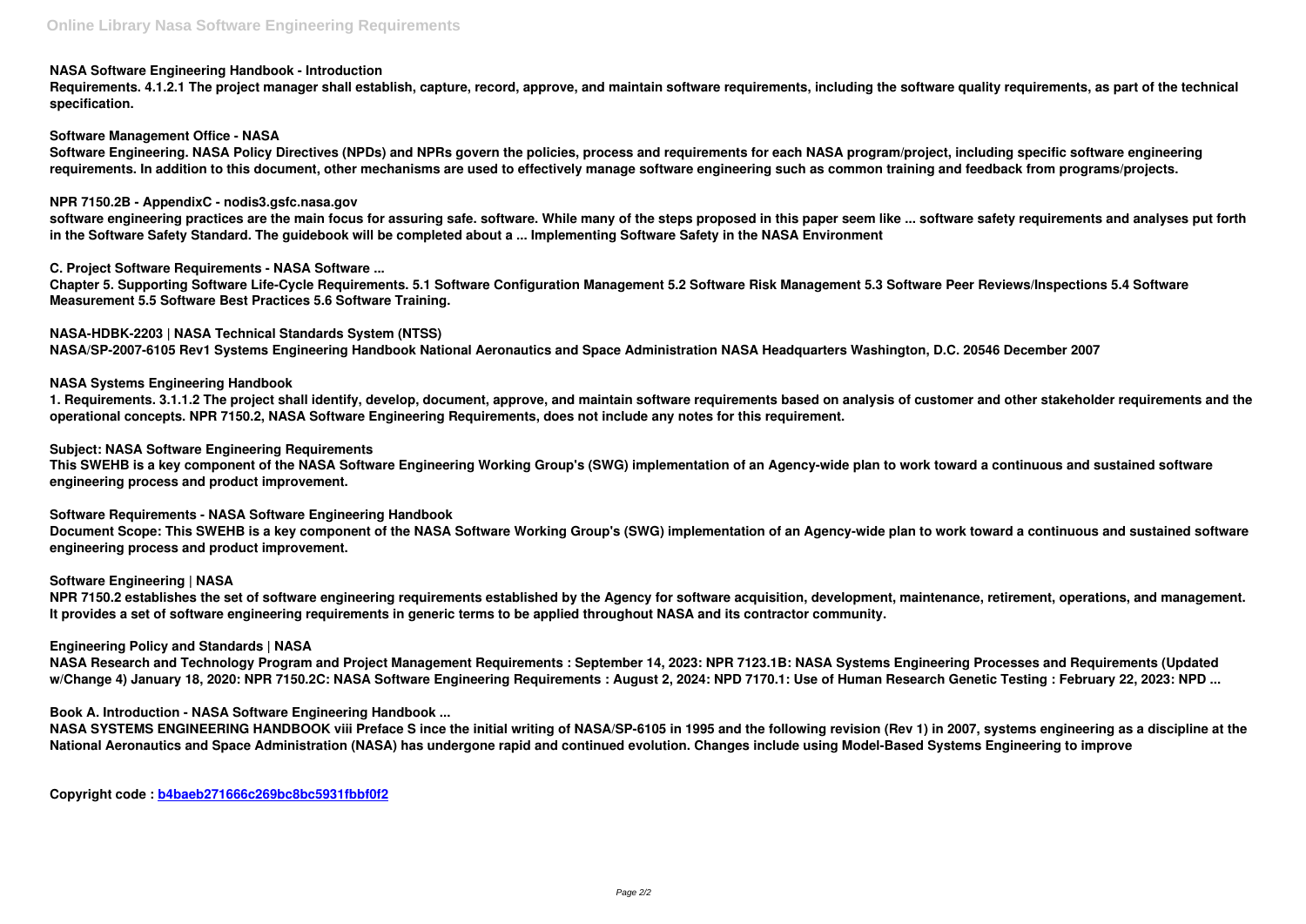**NASA Software Engineering Handbook - Introduction**

**Requirements. 4.1.2.1 The project manager shall establish, capture, record, approve, and maintain software requirements, including the software quality requirements, as part of the technical specification.**

**Software Management Office - NASA**

**Software Engineering. NASA Policy Directives (NPDs) and NPRs govern the policies, process and requirements for each NASA program/project, including specific software engineering requirements. In addition to this document, other mechanisms are used to effectively manage software engineering such as common training and feedback from programs/projects.**

**NPR 7150.2B - AppendixC - nodis3.gsfc.nasa.gov**

**software engineering practices are the main focus for assuring safe. software. While many of the steps proposed in this paper seem like ... software safety requirements and analyses put forth in the Software Safety Standard. The guidebook will be completed about a ... Implementing Software Safety in the NASA Environment**

**C. Project Software Requirements - NASA Software ...**

**Chapter 5. Supporting Software Life-Cycle Requirements. 5.1 Software Configuration Management 5.2 Software Risk Management 5.3 Software Peer Reviews/Inspections 5.4 Software Measurement 5.5 Software Best Practices 5.6 Software Training.**

**NASA-HDBK-2203 | NASA Technical Standards System (NTSS)**

**NASA/SP-2007-6105 Rev1 Systems Engineering Handbook National Aeronautics and Space Administration NASA Headquarters Washington, D.C. 20546 December 2007**

**NASA Systems Engineering Handbook**

**1. Requirements. 3.1.1.2 The project shall identify, develop, document, approve, and maintain software requirements based on analysis of customer and other stakeholder requirements and the operational concepts. NPR 7150.2, NASA Software Engineering Requirements, does not include any notes for this requirement.**

**Subject: NASA Software Engineering Requirements**

**This SWEHB is a key component of the NASA Software Engineering Working Group's (SWG) implementation of an Agency-wide plan to work toward a continuous and sustained software engineering process and product improvement.**

**Software Requirements - NASA Software Engineering Handbook**

**Document Scope: This SWEHB is a key component of the NASA Software Working Group's (SWG) implementation of an Agency-wide plan to work toward a continuous and sustained software engineering process and product improvement.**

**Software Engineering | NASA**

**NPR 7150.2 establishes the set of software engineering requirements established by the Agency for software acquisition, development, maintenance, retirement, operations, and management. It provides a set of software engineering requirements in generic terms to be applied throughout NASA and its contractor community.**

**Engineering Policy and Standards | NASA**

**NASA Research and Technology Program and Project Management Requirements : September 14, 2023: NPR 7123.1B: NASA Systems Engineering Processes and Requirements (Updated w/Change 4) January 18, 2020: NPR 7150.2C: NASA Software Engineering Requirements : August 2, 2024: NPD 7170.1: Use of Human Research Genetic Testing : February 22, 2023: NPD ...**

**Book A. Introduction - NASA Software Engineering Handbook ...**

**NASA SYSTEMS ENGINEERING HANDBOOK viii Preface S ince the initial writing of NASA/SP-6105 in 1995 and the following revision (Rev 1) in 2007, systems engineering as a discipline at the National Aeronautics and Space Administration (NASA) has undergone rapid and continued evolution. Changes include using Model-Based Systems Engineering to improve**

**Copyright code : b4baeb271666c269bc8bc5931fbbf0f2**